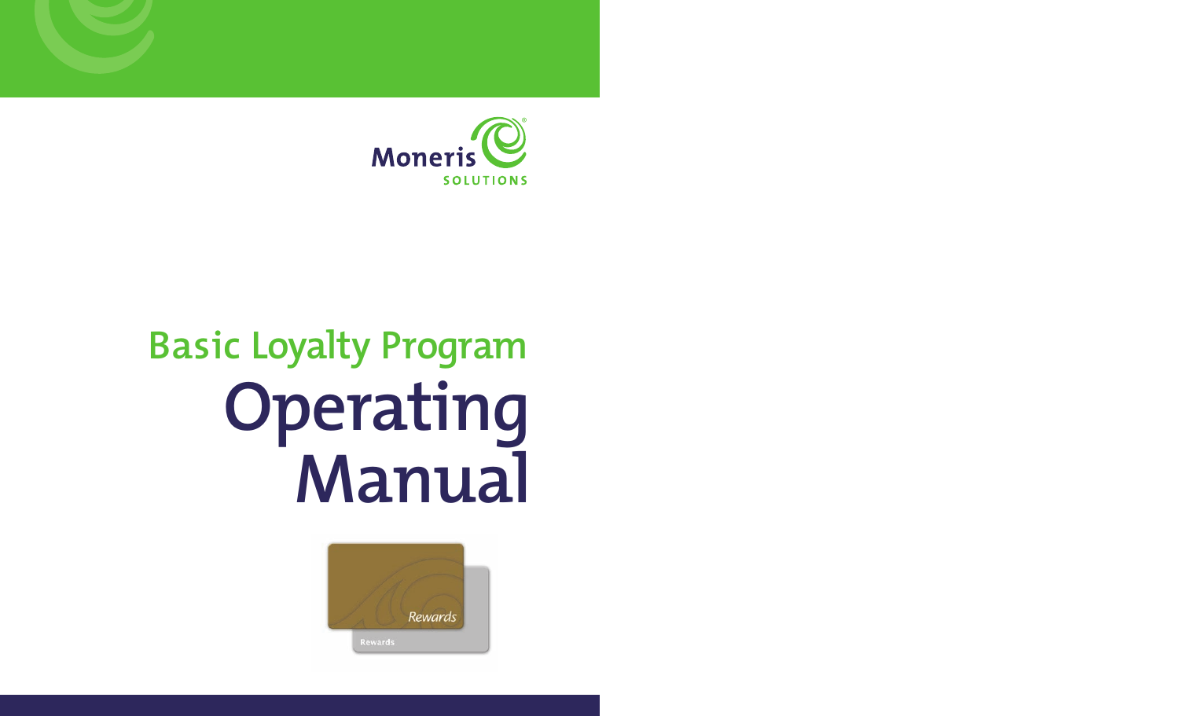Moneris SOLUTIONS

## Basic Loyalty Program

# Operating Manual

Rewards

Rewards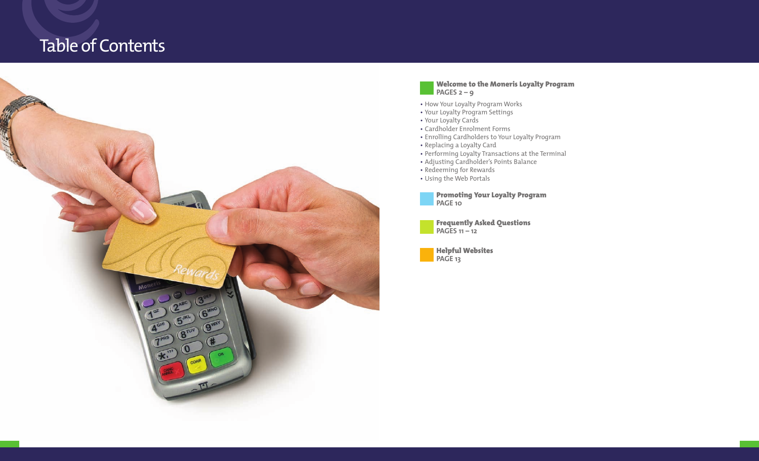# Table of Contents

## Welcome to the Moneris Loyalty Program
**PAGES 2 – 9**

- How Your Loyalty Program Works
- Your Loyalty Program Settings
- Your Loyalty Cards
- Cardholder Enrolment Forms
- Enrolling Cardholders to Your Loyalty Program
- Replacing a Loyalty Card
- Performing Loyalty Transactions at the Terminal
- Adjusting Cardholder's Points Balance
- Redeeming for Rewards
- Using the Web Portals

## Promoting Your Loyalty Program
**PAGE 10**

## Frequently Asked Questions
**PAGES 11 – 12**

## Helpful Websites
**PAGE 13**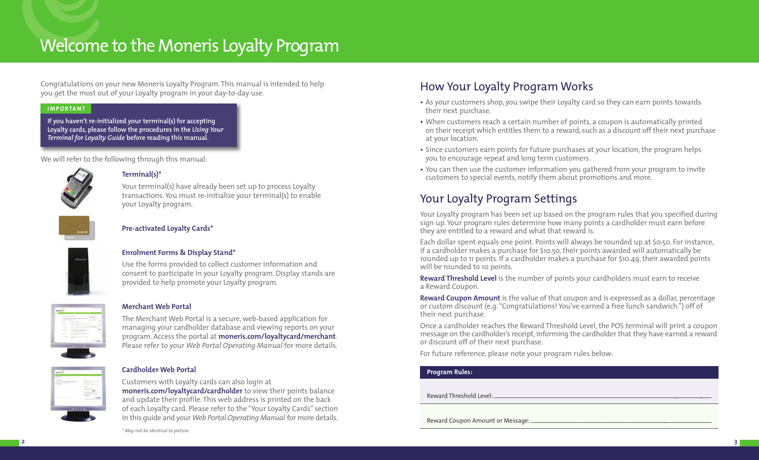# Welcome to the Moneris Loyalty Program

Congratulations on your new Moneris Loyalty Program. This manual is intended to help you get the most out of your Loyalty program in your day-to-day use.

**IMPORTANT**

**If you haven't re-initialized your terminal(s) for accepting Loyalty cards, please follow the procedures in the *Using Your Terminal for Loyalty Guide* before reading this manual.**

We will refer to the following through this manual:

### Terminal(s)*

Your terminal(s) have already been set up to process Loyalty transactions. You must re-initialize your terminal(s) to enable your Loyalty program.

### Pre-activated Loyalty Cards*

### Enrolment Forms & Display Stand*

Use the forms provided to collect customer information and consent to participate in your Loyalty program. Display stands are provided to help promote your Loyalty program.

### Merchant Web Portal

The Merchant Web Portal is a secure, web-based application for managing your cardholder database and viewing reports on your program. Access the portal at **moneris.com/loyaltycard/merchant**. Please refer to your *Web Portal Operating Manual* for more details.

### Cardholder Web Portal

Customers with Loyalty cards can also login at **moneris.com/loyaltycard/cardholder** to view their points balance and update their profile. This web address is printed on the back of each Loyalty card. Please refer to the "Your Loyalty Cards" section in this guide and your *Web Portal Operating Manual* for more details.

*\* May not be identical to picture.*

## How Your Loyalty Program Works

- As your customers shop, you swipe their Loyalty card so they can earn points towards their next purchase.
- When customers reach a certain number of points, a coupon is automatically printed on their receipt which entitles them to a reward, such as a discount off their next purchase at your location.
- Since customers earn points for future purchases at your location, the program helps you to encourage repeat and long term customers.
- You can then use the customer information you gathered from your program to invite customers to special events, notify them about promotions and more.

## Your Loyalty Program Settings

Your Loyalty program has been set up based on the program rules that you specified during sign up. Your program rules determine how many points a cardholder must earn before they are entitled to a reward and what that reward is.

Each dollar spent equals one point. Points will always be rounded up at $0.50. For instance, if a cardholder makes a purchase for $10.50, their points awarded will automatically be rounded up to 11 points. If a cardholder makes a purchase for $10.49, their awarded points will be rounded to 10 points.

**Reward Threshold Level** is the number of points your cardholders must earn to receive a Reward Coupon.

**Reward Coupon Amount** is the value of that coupon and is expressed as a dollar, percentage or custom discount (e.g. "Congratulations! You've earned a free lunch sandwich.") off of their next purchase.

Once a cardholder reaches the Reward Threshold Level, the POS terminal will print a coupon message on the cardholder's receipt, informing the cardholder that they have earned a reward or discount off of their next purchase.

For future reference, please note your program rules below:

| Program Rules: |
|---|
| Reward Threshold Level: ______________________________ |
| Reward Coupon Amount or Message: ______________________________ |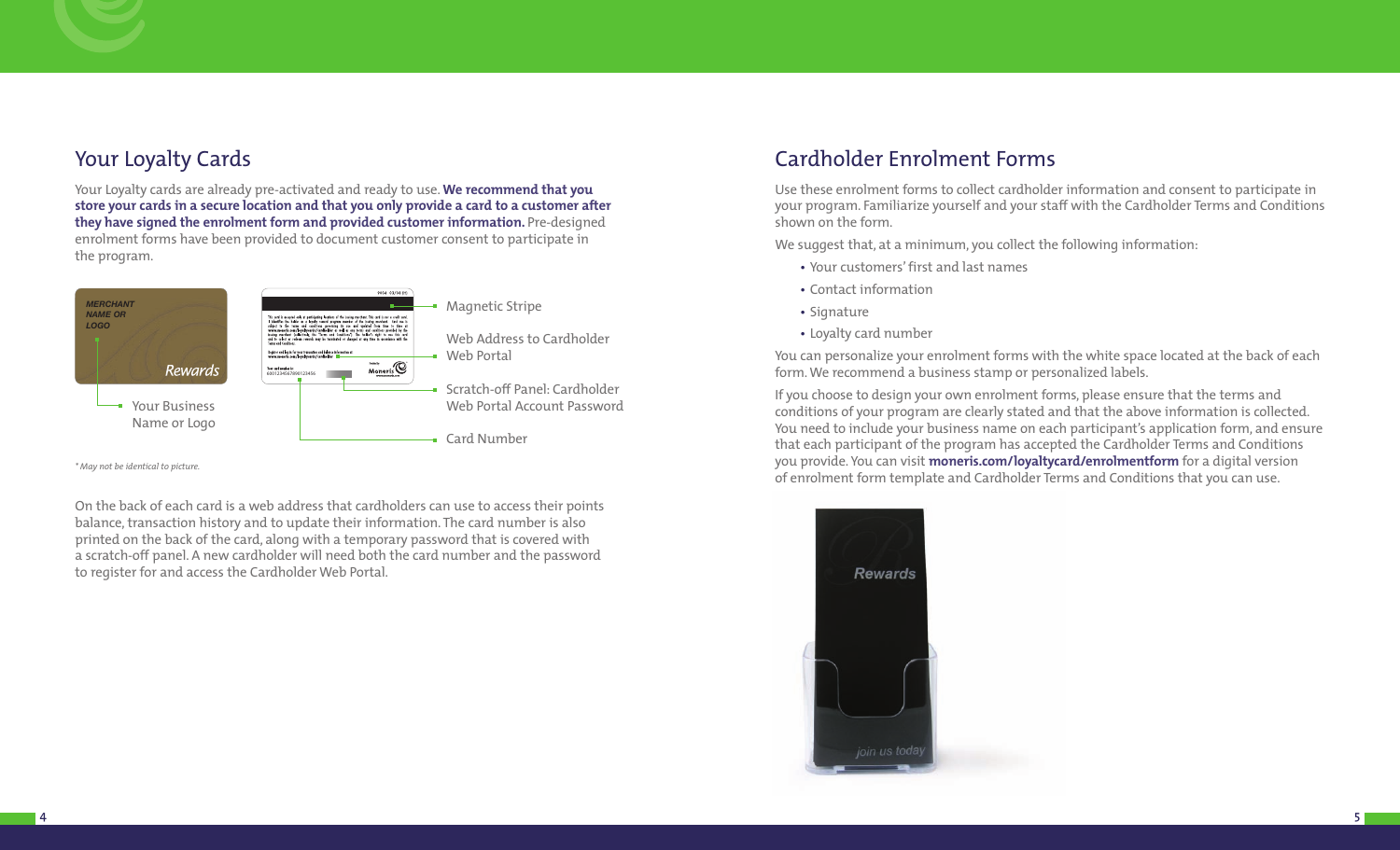## Your Loyalty Cards

Your Loyalty cards are already pre-activated and ready to use. **We recommend that you store your cards in a secure location and that you only provide a card to a customer after they have signed the enrolment form and provided customer information.** Pre-designed enrolment forms have been provided to document customer consent to participate in the program.

MERCHANT NAME OR LOGO

Rewards

Your Business Name or Logo

Magnetic Stripe

Web Address to Cardholder Web Portal

Scratch-off Panel: Cardholder Web Portal Account Password

Card Number

*\* May not be identical to picture.*

On the back of each card is a web address that cardholders can use to access their points balance, transaction history and to update their information. The card number is also printed on the back of the card, along with a temporary password that is covered with a scratch-off panel. A new cardholder will need both the card number and the password to register for and access the Cardholder Web Portal.

## Cardholder Enrolment Forms

Use these enrolment forms to collect cardholder information and consent to participate in your program. Familiarize yourself and your staff with the Cardholder Terms and Conditions shown on the form.

We suggest that, at a minimum, you collect the following information:

- Your customers' first and last names
- Contact information
- Signature
- Loyalty card number

You can personalize your enrolment forms with the white space located at the back of each form. We recommend a business stamp or personalized labels.

If you choose to design your own enrolment forms, please ensure that the terms and conditions of your program are clearly stated and that the above information is collected. You need to include your business name on each participant's application form, and ensure that each participant of the program has accepted the Cardholder Terms and Conditions you provide. You can visit **moneris.com/loyaltycard/enrolmentform** for a digital version of enrolment form template and Cardholder Terms and Conditions that you can use.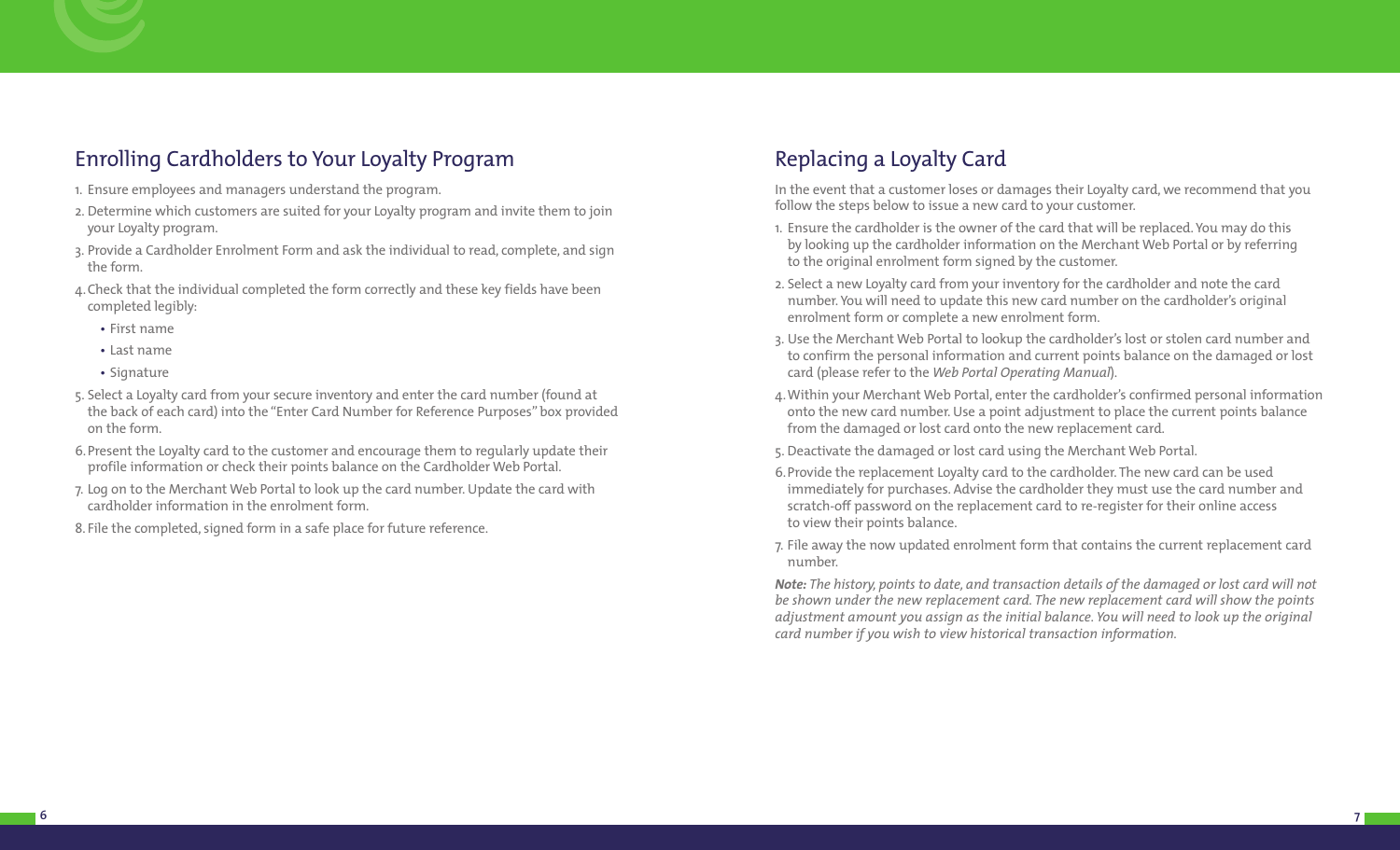## Enrolling Cardholders to Your Loyalty Program

1. Ensure employees and managers understand the program.
2. Determine which customers are suited for your Loyalty program and invite them to join your Loyalty program.
3. Provide a Cardholder Enrolment Form and ask the individual to read, complete, and sign the form.
4. Check that the individual completed the form correctly and these key fields have been completed legibly:
   - First name
   - Last name
   - Signature
5. Select a Loyalty card from your secure inventory and enter the card number (found at the back of each card) into the "Enter Card Number for Reference Purposes" box provided on the form.
6. Present the Loyalty card to the customer and encourage them to regularly update their profile information or check their points balance on the Cardholder Web Portal.
7. Log on to the Merchant Web Portal to look up the card number. Update the card with cardholder information in the enrolment form.
8. File the completed, signed form in a safe place for future reference.

## Replacing a Loyalty Card

In the event that a customer loses or damages their Loyalty card, we recommend that you follow the steps below to issue a new card to your customer.

1. Ensure the cardholder is the owner of the card that will be replaced. You may do this by looking up the cardholder information on the Merchant Web Portal or by referring to the original enrolment form signed by the customer.
2. Select a new Loyalty card from your inventory for the cardholder and note the card number. You will need to update this new card number on the cardholder's original enrolment form or complete a new enrolment form.
3. Use the Merchant Web Portal to lookup the cardholder's lost or stolen card number and to confirm the personal information and current points balance on the damaged or lost card (please refer to the *Web Portal Operating Manual*).
4. Within your Merchant Web Portal, enter the cardholder's confirmed personal information onto the new card number. Use a point adjustment to place the current points balance from the damaged or lost card onto the new replacement card.
5. Deactivate the damaged or lost card using the Merchant Web Portal.
6. Provide the replacement Loyalty card to the cardholder. The new card can be used immediately for purchases. Advise the cardholder they must use the card number and scratch-off password on the replacement card to re-register for their online access to view their points balance.
7. File away the now updated enrolment form that contains the current replacement card number.

***Note:*** *The history, points to date, and transaction details of the damaged or lost card will not be shown under the new replacement card. The new replacement card will show the points adjustment amount you assign as the initial balance. You will need to look up the original card number if you wish to view historical transaction information.*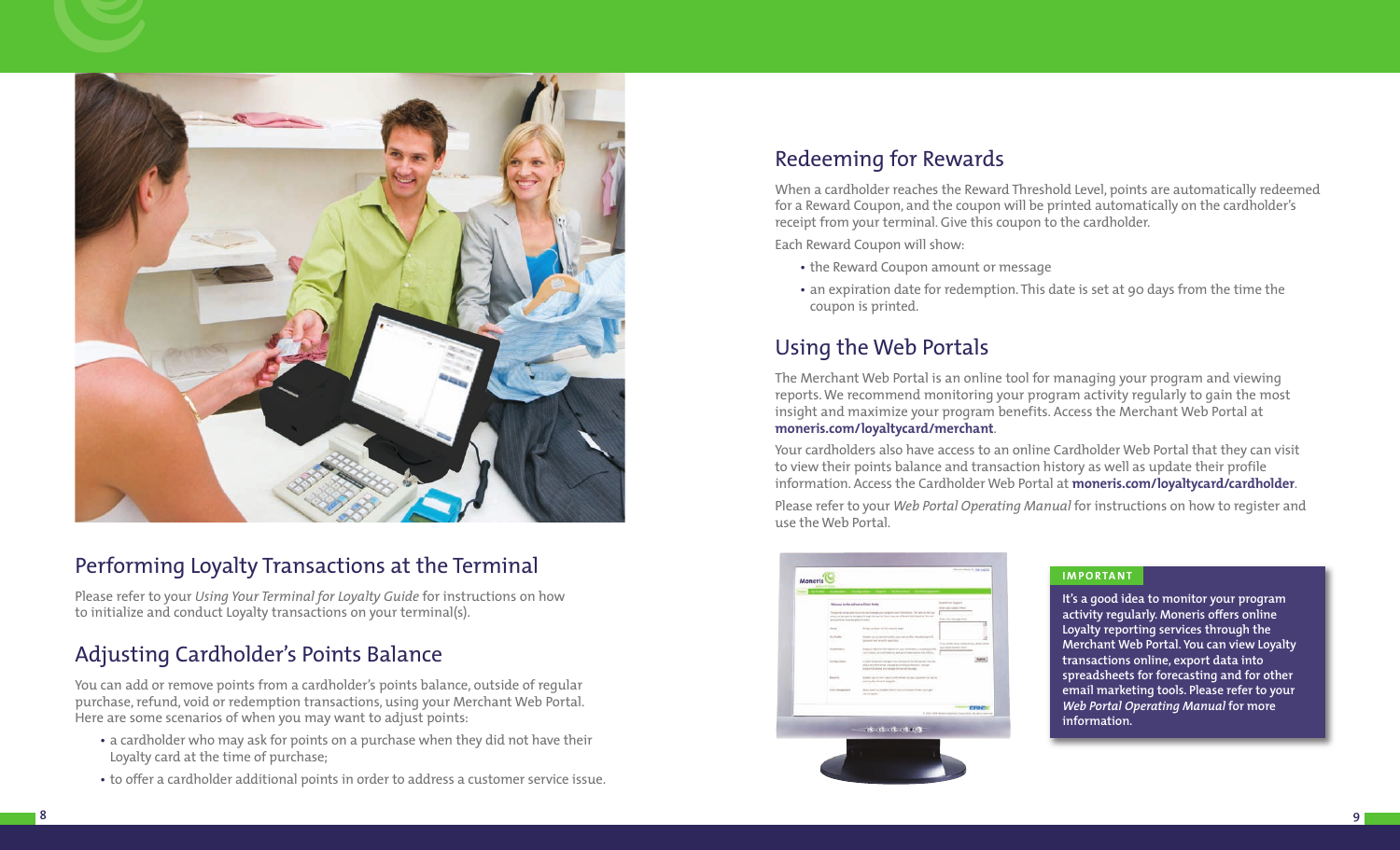## Performing Loyalty Transactions at the Terminal

Please refer to your *Using Your Terminal for Loyalty Guide* for instructions on how to initialize and conduct Loyalty transactions on your terminal(s).

## Adjusting Cardholder's Points Balance

You can add or remove points from a cardholder's points balance, outside of regular purchase, refund, void or redemption transactions, using your Merchant Web Portal. Here are some scenarios of when you may want to adjust points:

- a cardholder who may ask for points on a purchase when they did not have their Loyalty card at the time of purchase;
- to offer a cardholder additional points in order to address a customer service issue.

## Redeeming for Rewards

When a cardholder reaches the Reward Threshold Level, points are automatically redeemed for a Reward Coupon, and the coupon will be printed automatically on the cardholder's receipt from your terminal. Give this coupon to the cardholder.

Each Reward Coupon will show:

- the Reward Coupon amount or message
- an expiration date for redemption. This date is set at 90 days from the time the coupon is printed.

## Using the Web Portals

The Merchant Web Portal is an online tool for managing your program and viewing reports. We recommend monitoring your program activity regularly to gain the most insight and maximize your program benefits. Access the Merchant Web Portal at **moneris.com/loyaltycard/merchant**.

Your cardholders also have access to an online Cardholder Web Portal that they can visit to view their points balance and transaction history as well as update their profile information. Access the Cardholder Web Portal at **moneris.com/loyaltycard/cardholder**.

Please refer to your *Web Portal Operating Manual* for instructions on how to register and use the Web Portal.

**IMPORTANT**

**It's a good idea to monitor your program activity regularly. Moneris offers online Loyalty reporting services through the Merchant Web Portal. You can view Loyalty transactions online, export data into spreadsheets for forecasting and for other email marketing tools. Please refer to your *Web Portal Operating Manual* for more information.**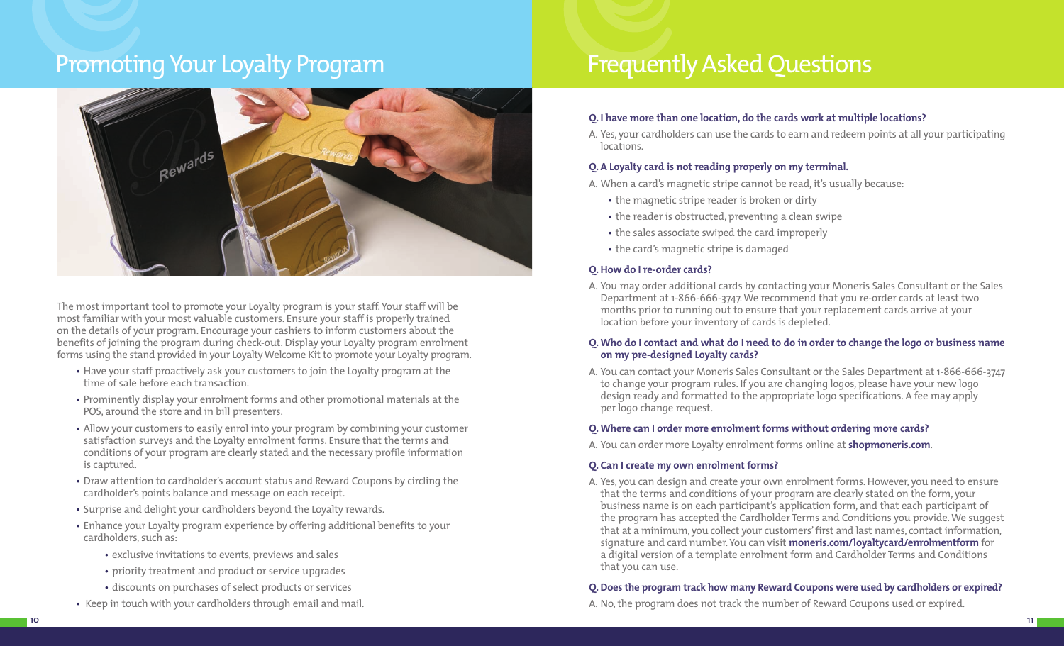# Promoting Your Loyalty Program

The most important tool to promote your Loyalty program is your staff. Your staff will be most familiar with your most valuable customers. Ensure your staff is properly trained on the details of your program. Encourage your cashiers to inform customers about the benefits of joining the program during check-out. Display your Loyalty program enrolment forms using the stand provided in your Loyalty Welcome Kit to promote your Loyalty program.

- Have your staff proactively ask your customers to join the Loyalty program at the time of sale before each transaction.
- Prominently display your enrolment forms and other promotional materials at the POS, around the store and in bill presenters.
- Allow your customers to easily enrol into your program by combining your customer satisfaction surveys and the Loyalty enrolment forms. Ensure that the terms and conditions of your program are clearly stated and the necessary profile information is captured.
- Draw attention to cardholder's account status and Reward Coupons by circling the cardholder's points balance and message on each receipt.
- Surprise and delight your cardholders beyond the Loyalty rewards.
- Enhance your Loyalty program experience by offering additional benefits to your cardholders, such as:
  - exclusive invitations to events, previews and sales
  - priority treatment and product or service upgrades
  - discounts on purchases of select products or services
- Keep in touch with your cardholders through email and mail.

# Frequently Asked Questions

**Q. I have more than one location, do the cards work at multiple locations?**

A. Yes, your cardholders can use the cards to earn and redeem points at all your participating locations.

**Q. A Loyalty card is not reading properly on my terminal.**

A. When a card's magnetic stripe cannot be read, it's usually because:

- the magnetic stripe reader is broken or dirty
- the reader is obstructed, preventing a clean swipe
- the sales associate swiped the card improperly
- the card's magnetic stripe is damaged

**Q. How do I re-order cards?**

A. You may order additional cards by contacting your Moneris Sales Consultant or the Sales Department at 1-866-666-3747. We recommend that you re-order cards at least two months prior to running out to ensure that your replacement cards arrive at your location before your inventory of cards is depleted.

**Q. Who do I contact and what do I need to do in order to change the logo or business name on my pre-designed Loyalty cards?**

A. You can contact your Moneris Sales Consultant or the Sales Department at 1-866-666-3747 to change your program rules. If you are changing logos, please have your new logo design ready and formatted to the appropriate logo specifications. A fee may apply per logo change request.

**Q. Where can I order more enrolment forms without ordering more cards?**

A. You can order more Loyalty enrolment forms online at **shopmoneris.com**.

**Q. Can I create my own enrolment forms?**

A. Yes, you can design and create your own enrolment forms. However, you need to ensure that the terms and conditions of your program are clearly stated on the form, your business name is on each participant's application form, and that each participant of the program has accepted the Cardholder Terms and Conditions you provide. We suggest that at a minimum, you collect your customers' first and last names, contact information, signature and card number. You can visit **moneris.com/loyaltycard/enrolmentform** for a digital version of a template enrolment form and Cardholder Terms and Conditions that you can use.

**Q. Does the program track how many Reward Coupons were used by cardholders or expired?**

A. No, the program does not track the number of Reward Coupons used or expired.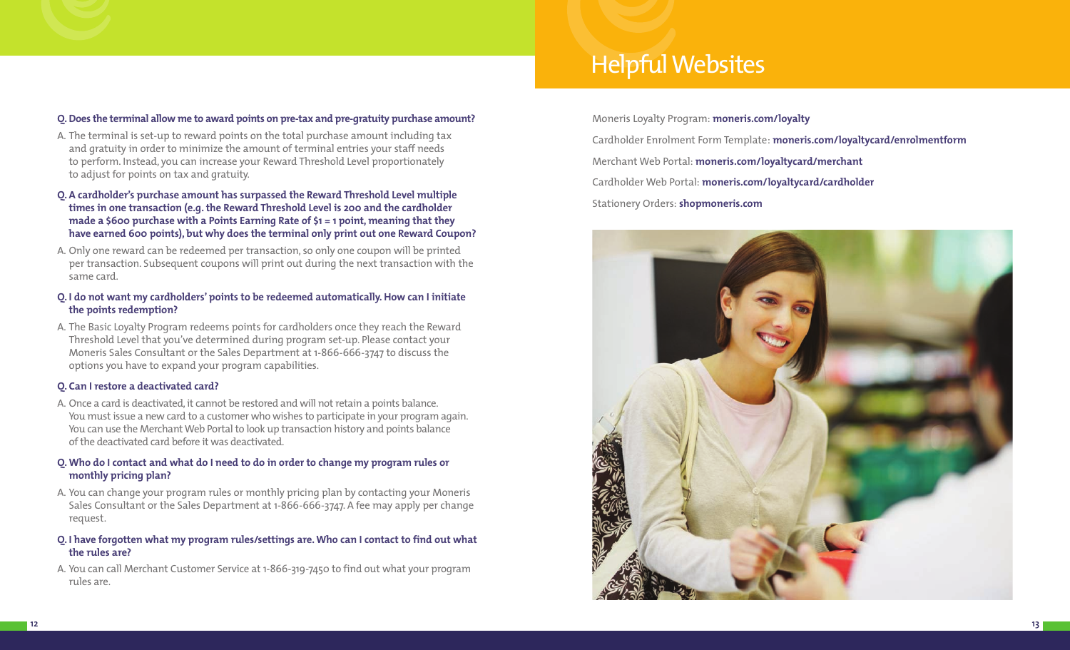**Q. Does the terminal allow me to award points on pre-tax and pre-gratuity purchase amount?**

A. The terminal is set-up to reward points on the total purchase amount including tax and gratuity in order to minimize the amount of terminal entries your staff needs to perform. Instead, you can increase your Reward Threshold Level proportionately to adjust for points on tax and gratuity.

**Q. A cardholder's purchase amount has surpassed the Reward Threshold Level multiple times in one transaction (e.g. the Reward Threshold Level is 200 and the cardholder made a $600 purchase with a Points Earning Rate of $1 = 1 point, meaning that they have earned 600 points), but why does the terminal only print out one Reward Coupon?**

A. Only one reward can be redeemed per transaction, so only one coupon will be printed per transaction. Subsequent coupons will print out during the next transaction with the same card.

**Q. I do not want my cardholders' points to be redeemed automatically. How can I initiate the points redemption?**

A. The Basic Loyalty Program redeems points for cardholders once they reach the Reward Threshold Level that you've determined during program set-up. Please contact your Moneris Sales Consultant or the Sales Department at 1-866-666-3747 to discuss the options you have to expand your program capabilities.

**Q. Can I restore a deactivated card?**

A. Once a card is deactivated, it cannot be restored and will not retain a points balance. You must issue a new card to a customer who wishes to participate in your program again. You can use the Merchant Web Portal to look up transaction history and points balance of the deactivated card before it was deactivated.

**Q. Who do I contact and what do I need to do in order to change my program rules or monthly pricing plan?**

A. You can change your program rules or monthly pricing plan by contacting your Moneris Sales Consultant or the Sales Department at 1-866-666-3747. A fee may apply per change request.

**Q. I have forgotten what my program rules/settings are. Who can I contact to find out what the rules are?**

A. You can call Merchant Customer Service at 1-866-319-7450 to find out what your program rules are.

# Helpful Websites

Moneris Loyalty Program: **moneris.com/loyalty**

Cardholder Enrolment Form Template: **moneris.com/loyaltycard/enrolmentform**

Merchant Web Portal: **moneris.com/loyaltycard/merchant**

Cardholder Web Portal: **moneris.com/loyaltycard/cardholder**

Stationery Orders: **shopmoneris.com**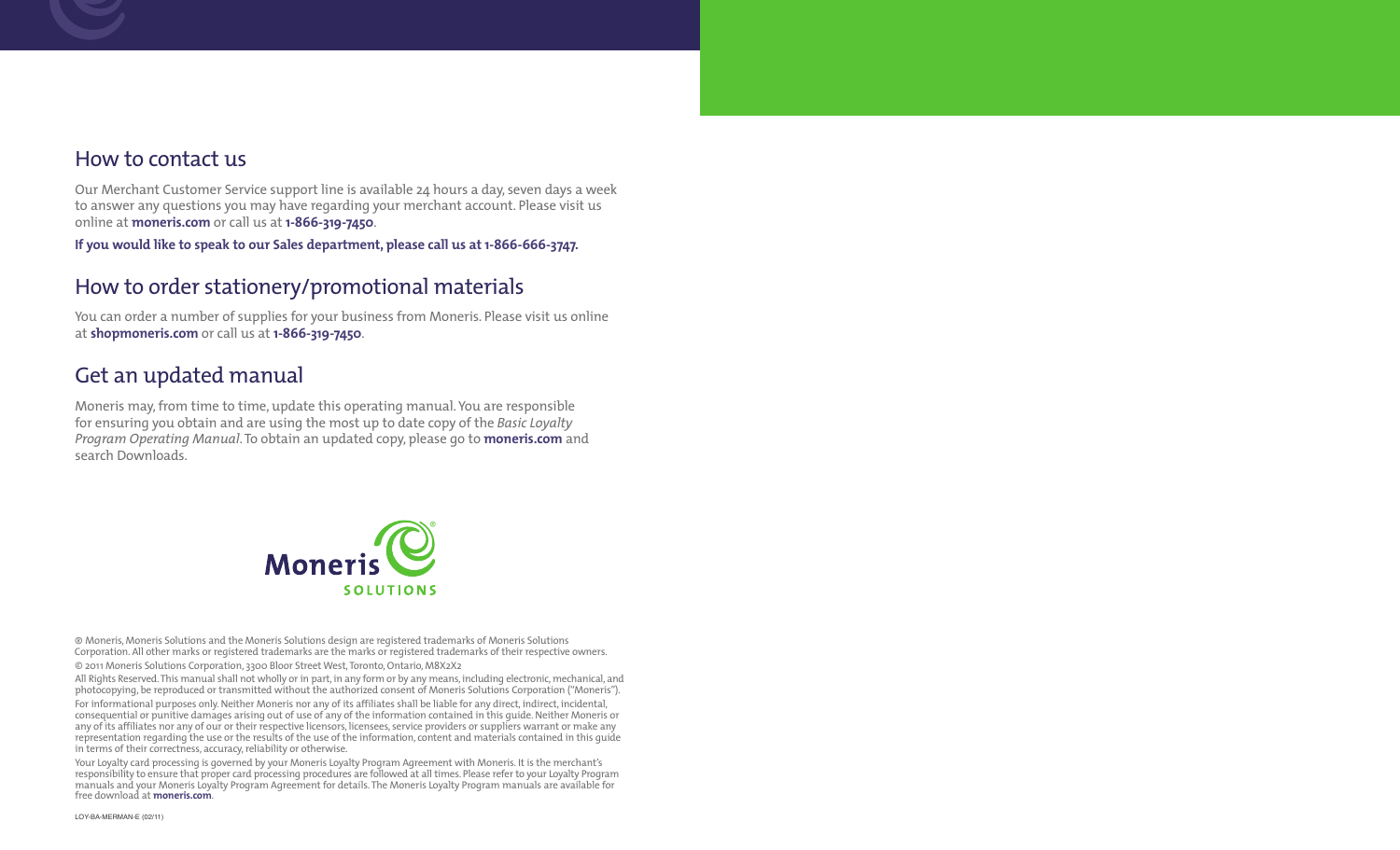## How to contact us

Our Merchant Customer Service support line is available 24 hours a day, seven days a week to answer any questions you may have regarding your merchant account. Please visit us online at **moneris.com** or call us at **1-866-319-7450**.

**If you would like to speak to our Sales department, please call us at 1-866-666-3747.**

## How to order stationery/promotional materials

You can order a number of supplies for your business from Moneris. Please visit us online at **shopmoneris.com** or call us at **1-866-319-7450**.

## Get an updated manual

Moneris may, from time to time, update this operating manual. You are responsible for ensuring you obtain and are using the most up to date copy of the *Basic Loyalty Program Operating Manual*. To obtain an updated copy, please go to **moneris.com** and search Downloads.

Moneris SOLUTIONS

® Moneris, Moneris Solutions and the Moneris Solutions design are registered trademarks of Moneris Solutions Corporation. All other marks or registered trademarks are the marks or registered trademarks of their respective owners.

© 2011 Moneris Solutions Corporation, 3300 Bloor Street West, Toronto, Ontario, M8X2X2

All Rights Reserved. This manual shall not wholly or in part, in any form or by any means, including electronic, mechanical, and photocopying, be reproduced or transmitted without the authorized consent of Moneris Solutions Corporation ("Moneris").

For informational purposes only. Neither Moneris nor any of its affiliates shall be liable for any direct, indirect, incidental, consequential or punitive damages arising out of use of any of the information contained in this guide. Neither Moneris or any of its affiliates nor any of our or their respective licensors, licensees, service providers or suppliers warrant or make any representation regarding the use or the results of the use of the information, content and materials contained in this guide in terms of their correctness, accuracy, reliability or otherwise.

Your Loyalty card processing is governed by your Moneris Loyalty Program Agreement with Moneris. It is the merchant's responsibility to ensure that proper card processing procedures are followed at all times. Please refer to your Loyalty Program manuals and your Moneris Loyalty Program Agreement for details. The Moneris Loyalty Program manuals are available for free download at **moneris.com**.

LOY-BA-MERMAN-E (02/11)